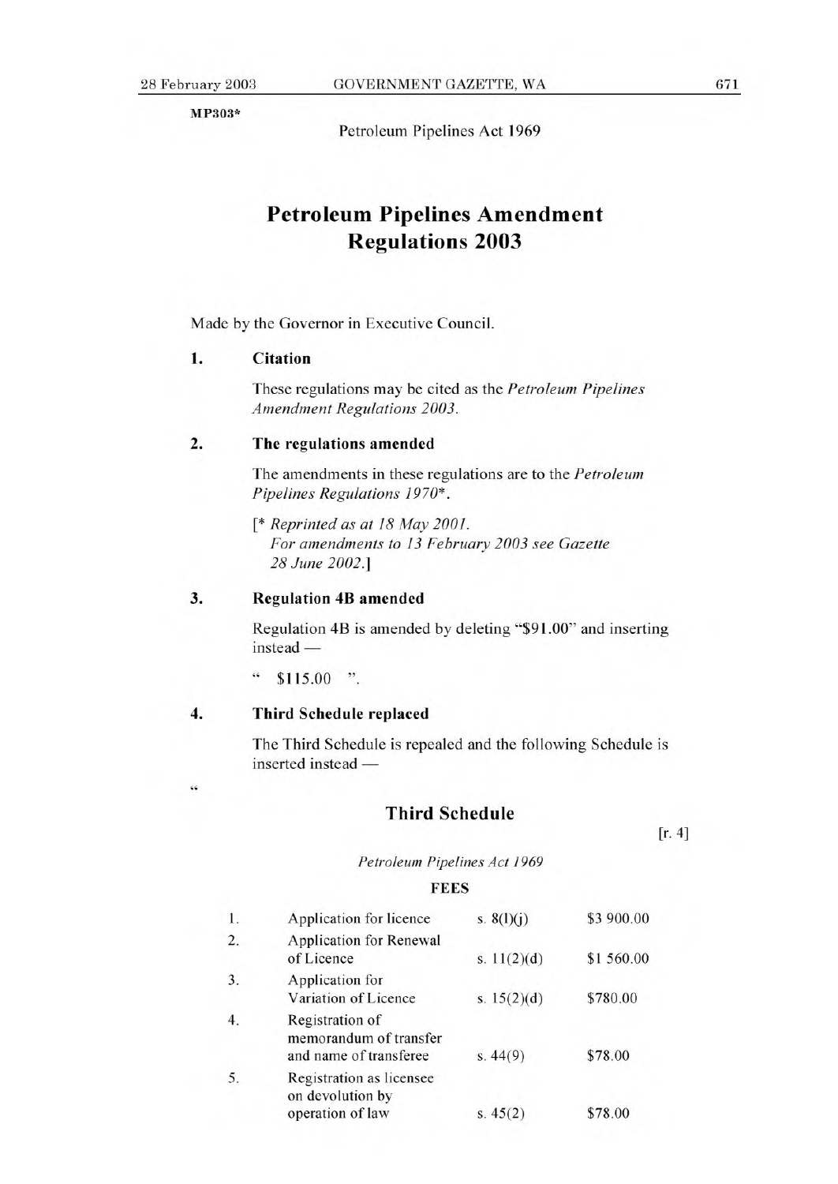MP303*

Petroleum Pipelines Act 1969

# Petroleum Pipelines Amendment Regulations 2003

Made by the Governor in Executive Council.

**1. Citation**

These regulations may be cited as the *Petroleum Pipelines Amendment Regulations 2003*.

**2. The regulations amended**

The amendments in these regulations are to the *Petroleum Pipelines Regulations 1970*\*.

[\* *Reprinted as at 18 May 2001.*
*For amendments to 13 February 2003 see Gazette 28 June 2002.*]

**3. Regulation 4B amended**

Regulation 4B is amended by deleting "$91.00" and inserting instead —

" $115.00 ".

**4. Third Schedule replaced**

The Third Schedule is repealed and the following Schedule is inserted instead —

"

## Third Schedule

[r. 4]

*Petroleum Pipelines Act 1969*

**FEES**

| | | | |
|---|---|---|---|
| 1. | Application for licence | s. 8(l)(j) | $3 900.00 |
| 2. | Application for Renewal of Licence | s. 11(2)(d) | $1 560.00 |
| 3. | Application for Variation of Licence | s. 15(2)(d) | $780.00 |
| 4. | Registration of memorandum of transfer and name of transferee | s. 44(9) | $78.00 |
| 5. | Registration as licensee on devolution by operation of law | s. 45(2) | $78.00 |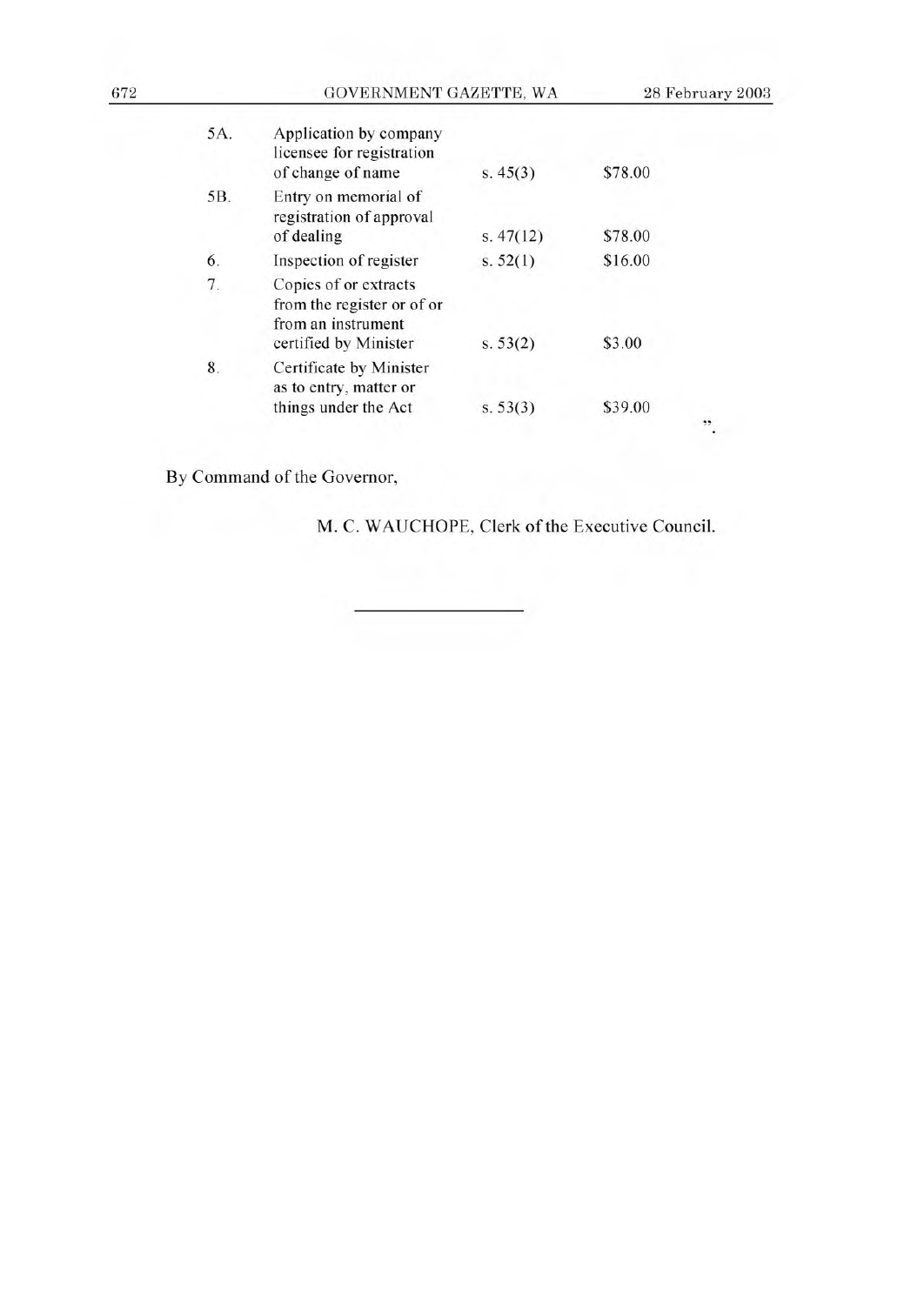| | | | |
|---|---|---|---|
| 5A. | Application by company licensee for registration of change of name | s. 45(3) | $78.00 |
| 5B. | Entry on memorial of registration of approval of dealing | s. 47(12) | $78.00 |
| 6. | Inspection of register | s. 52(1) | $16.00 |
| 7. | Copies of or extracts from the register or of or from an instrument certified by Minister | s. 53(2) | $3.00 |
| 8. | Certificate by Minister as to entry, matter or things under the Act | s. 53(3) | $39.00 |

".

By Command of the Governor,

M. C. WAUCHOPE, Clerk of the Executive Council.

---